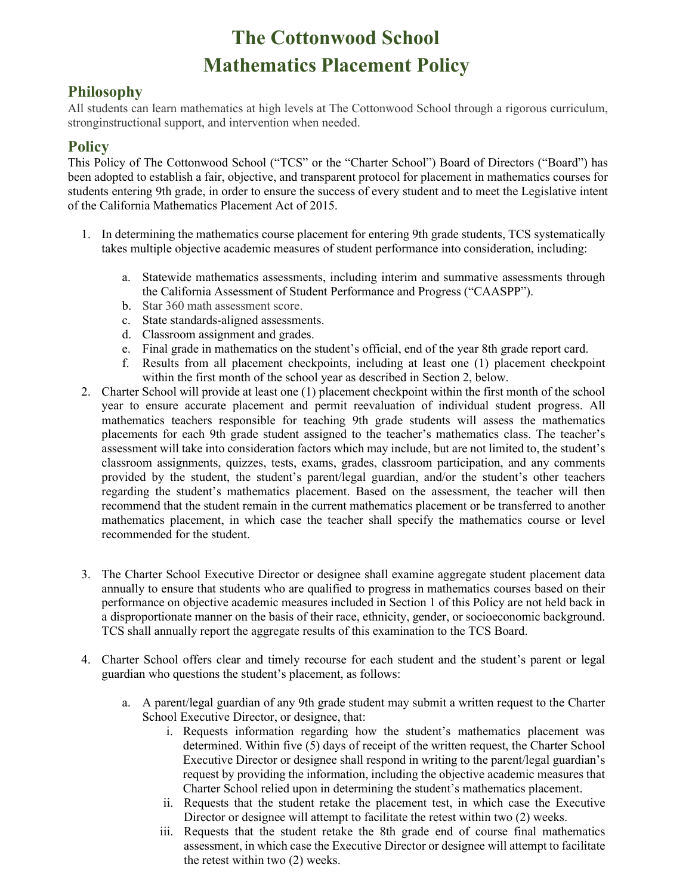# The Cottonwood School
# Mathematics Placement Policy

## Philosophy

All students can learn mathematics at high levels at The Cottonwood School through a rigorous curriculum, stronginstructional support, and intervention when needed.

## Policy

This Policy of The Cottonwood School ("TCS" or the "Charter School") Board of Directors ("Board") has been adopted to establish a fair, objective, and transparent protocol for placement in mathematics courses for students entering 9th grade, in order to ensure the success of every student and to meet the Legislative intent of the California Mathematics Placement Act of 2015.

1. In determining the mathematics course placement for entering 9th grade students, TCS systematically takes multiple objective academic measures of student performance into consideration, including:

    a. Statewide mathematics assessments, including interim and summative assessments through the California Assessment of Student Performance and Progress ("CAASPP").
    b. Star 360 math assessment score.
    c. State standards-aligned assessments.
    d. Classroom assignment and grades.
    e. Final grade in mathematics on the student's official, end of the year 8th grade report card.
    f. Results from all placement checkpoints, including at least one (1) placement checkpoint within the first month of the school year as described in Section 2, below.

2. Charter School will provide at least one (1) placement checkpoint within the first month of the school year to ensure accurate placement and permit reevaluation of individual student progress. All mathematics teachers responsible for teaching 9th grade students will assess the mathematics placements for each 9th grade student assigned to the teacher's mathematics class. The teacher's assessment will take into consideration factors which may include, but are not limited to, the student's classroom assignments, quizzes, tests, exams, grades, classroom participation, and any comments provided by the student, the student's parent/legal guardian, and/or the student's other teachers regarding the student's mathematics placement. Based on the assessment, the teacher will then recommend that the student remain in the current mathematics placement or be transferred to another mathematics placement, in which case the teacher shall specify the mathematics course or level recommended for the student.

3. The Charter School Executive Director or designee shall examine aggregate student placement data annually to ensure that students who are qualified to progress in mathematics courses based on their performance on objective academic measures included in Section 1 of this Policy are not held back in a disproportionate manner on the basis of their race, ethnicity, gender, or socioeconomic background. TCS shall annually report the aggregate results of this examination to the TCS Board.

4. Charter School offers clear and timely recourse for each student and the student's parent or legal guardian who questions the student's placement, as follows:

    a. A parent/legal guardian of any 9th grade student may submit a written request to the Charter School Executive Director, or designee, that:
        i. Requests information regarding how the student's mathematics placement was determined. Within five (5) days of receipt of the written request, the Charter School Executive Director or designee shall respond in writing to the parent/legal guardian's request by providing the information, including the objective academic measures that Charter School relied upon in determining the student's mathematics placement.
        ii. Requests that the student retake the placement test, in which case the Executive Director or designee will attempt to facilitate the retest within two (2) weeks.
        iii. Requests that the student retake the 8th grade end of course final mathematics assessment, in which case the Executive Director or designee will attempt to facilitate the retest within two (2) weeks.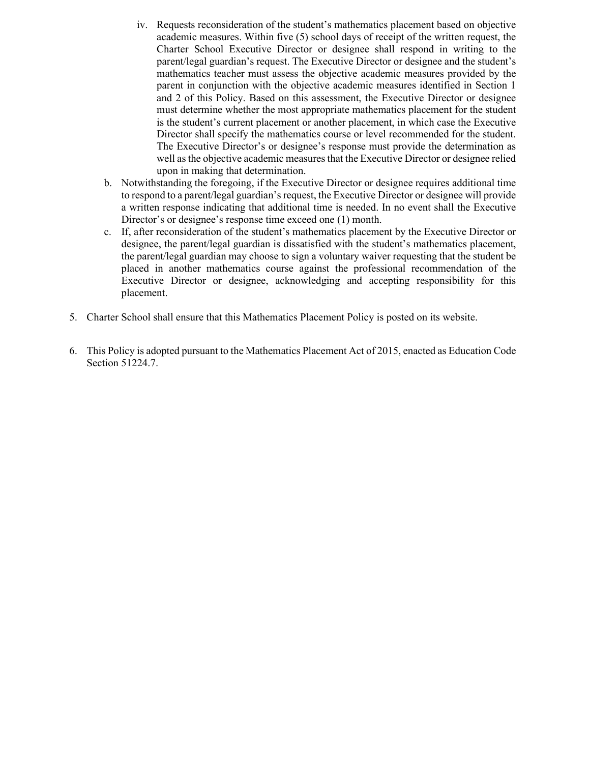iv. Requests reconsideration of the student's mathematics placement based on objective academic measures. Within five (5) school days of receipt of the written request, the Charter School Executive Director or designee shall respond in writing to the parent/legal guardian's request. The Executive Director or designee and the student's mathematics teacher must assess the objective academic measures provided by the parent in conjunction with the objective academic measures identified in Section 1 and 2 of this Policy. Based on this assessment, the Executive Director or designee must determine whether the most appropriate mathematics placement for the student is the student's current placement or another placement, in which case the Executive Director shall specify the mathematics course or level recommended for the student. The Executive Director's or designee's response must provide the determination as well as the objective academic measures that the Executive Director or designee relied upon in making that determination.

b. Notwithstanding the foregoing, if the Executive Director or designee requires additional time to respond to a parent/legal guardian's request, the Executive Director or designee will provide a written response indicating that additional time is needed. In no event shall the Executive Director's or designee's response time exceed one (1) month.

c. If, after reconsideration of the student's mathematics placement by the Executive Director or designee, the parent/legal guardian is dissatisfied with the student's mathematics placement, the parent/legal guardian may choose to sign a voluntary waiver requesting that the student be placed in another mathematics course against the professional recommendation of the Executive Director or designee, acknowledging and accepting responsibility for this placement.

5. Charter School shall ensure that this Mathematics Placement Policy is posted on its website.

6. This Policy is adopted pursuant to the Mathematics Placement Act of 2015, enacted as Education Code Section 51224.7.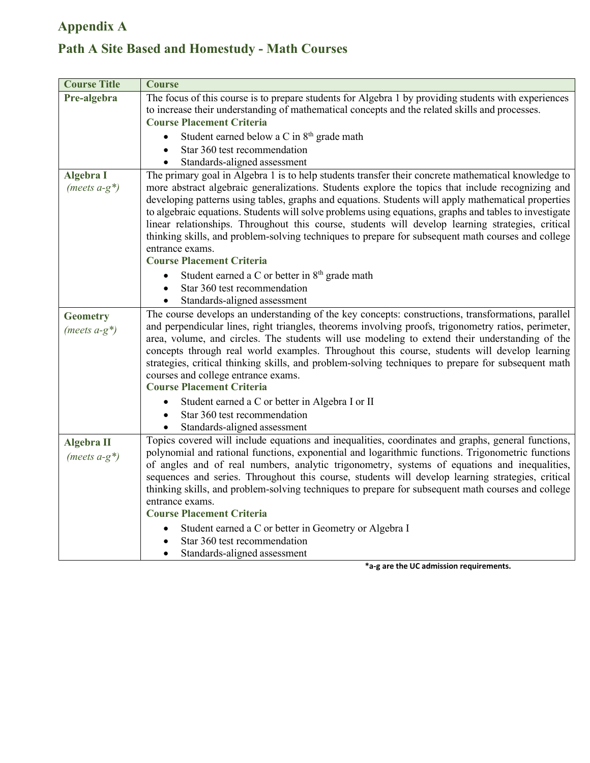# Appendix A

## Path A Site Based and Homestudy - Math Courses

| Course Title | Course |
| --- | --- |
| **Pre-algebra** | The focus of this course is to prepare students for Algebra 1 by providing students with experiences to increase their understanding of mathematical concepts and the related skills and processes.<br>**Course Placement Criteria**<br>• Student earned below a C in 8th grade math<br>• Star 360 test recommendation<br>• Standards-aligned assessment |
| **Algebra I** *(meets a-g\*)* | The primary goal in Algebra 1 is to help students transfer their concrete mathematical knowledge to more abstract algebraic generalizations. Students explore the topics that include recognizing and developing patterns using tables, graphs and equations. Students will apply mathematical properties to algebraic equations. Students will solve problems using equations, graphs and tables to investigate linear relationships. Throughout this course, students will develop learning strategies, critical thinking skills, and problem-solving techniques to prepare for subsequent math courses and college entrance exams.<br>**Course Placement Criteria**<br>• Student earned a C or better in 8th grade math<br>• Star 360 test recommendation<br>• Standards-aligned assessment |
| **Geometry** *(meets a-g\*)* | The course develops an understanding of the key concepts: constructions, transformations, parallel and perpendicular lines, right triangles, theorems involving proofs, trigonometry ratios, perimeter, area, volume, and circles. The students will use modeling to extend their understanding of the concepts through real world examples. Throughout this course, students will develop learning strategies, critical thinking skills, and problem-solving techniques to prepare for subsequent math courses and college entrance exams.<br>**Course Placement Criteria**<br>• Student earned a C or better in Algebra I or II<br>• Star 360 test recommendation<br>• Standards-aligned assessment |
| **Algebra II** *(meets a-g\*)* | Topics covered will include equations and inequalities, coordinates and graphs, general functions, polynomial and rational functions, exponential and logarithmic functions. Trigonometric functions of angles and of real numbers, analytic trigonometry, systems of equations and inequalities, sequences and series. Throughout this course, students will develop learning strategies, critical thinking skills, and problem-solving techniques to prepare for subsequent math courses and college entrance exams.<br>**Course Placement Criteria**<br>• Student earned a C or better in Geometry or Algebra I<br>• Star 360 test recommendation<br>• Standards-aligned assessment |

**\*a-g are the UC admission requirements.**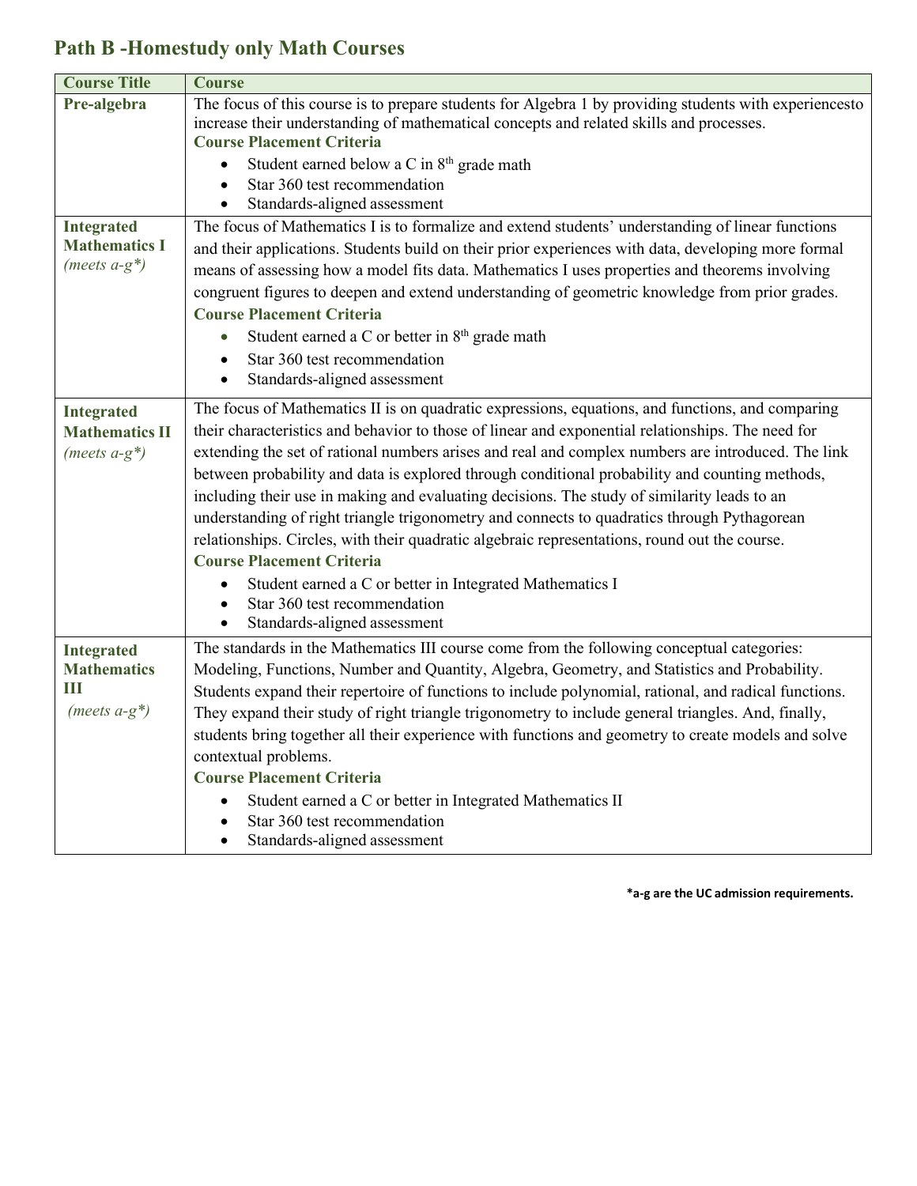## Path B -Homestudy only Math Courses

| Course Title | Course |
|---|---|
| **Pre-algebra** | The focus of this course is to prepare students for Algebra 1 by providing students with experiencesto increase their understanding of mathematical concepts and related skills and processes.<br>**Course Placement Criteria**<br>• Student earned below a C in 8th grade math<br>• Star 360 test recommendation<br>• Standards-aligned assessment |
| **Integrated Mathematics I** *(meets a-g\*)* | The focus of Mathematics I is to formalize and extend students' understanding of linear functions and their applications. Students build on their prior experiences with data, developing more formal means of assessing how a model fits data. Mathematics I uses properties and theorems involving congruent figures to deepen and extend understanding of geometric knowledge from prior grades.<br>**Course Placement Criteria**<br>• Student earned a C or better in 8th grade math<br>• Star 360 test recommendation<br>• Standards-aligned assessment |
| **Integrated Mathematics II** *(meets a-g\*)* | The focus of Mathematics II is on quadratic expressions, equations, and functions, and comparing their characteristics and behavior to those of linear and exponential relationships. The need for extending the set of rational numbers arises and real and complex numbers are introduced. The link between probability and data is explored through conditional probability and counting methods, including their use in making and evaluating decisions. The study of similarity leads to an understanding of right triangle trigonometry and connects to quadratics through Pythagorean relationships. Circles, with their quadratic algebraic representations, round out the course.<br>**Course Placement Criteria**<br>• Student earned a C or better in Integrated Mathematics I<br>• Star 360 test recommendation<br>• Standards-aligned assessment |
| **Integrated Mathematics III** *(meets a-g\*)* | The standards in the Mathematics III course come from the following conceptual categories: Modeling, Functions, Number and Quantity, Algebra, Geometry, and Statistics and Probability. Students expand their repertoire of functions to include polynomial, rational, and radical functions. They expand their study of right triangle trigonometry to include general triangles. And, finally, students bring together all their experience with functions and geometry to create models and solve contextual problems.<br>**Course Placement Criteria**<br>• Student earned a C or better in Integrated Mathematics II<br>• Star 360 test recommendation<br>• Standards-aligned assessment |

**\*a-g are the UC admission requirements.**